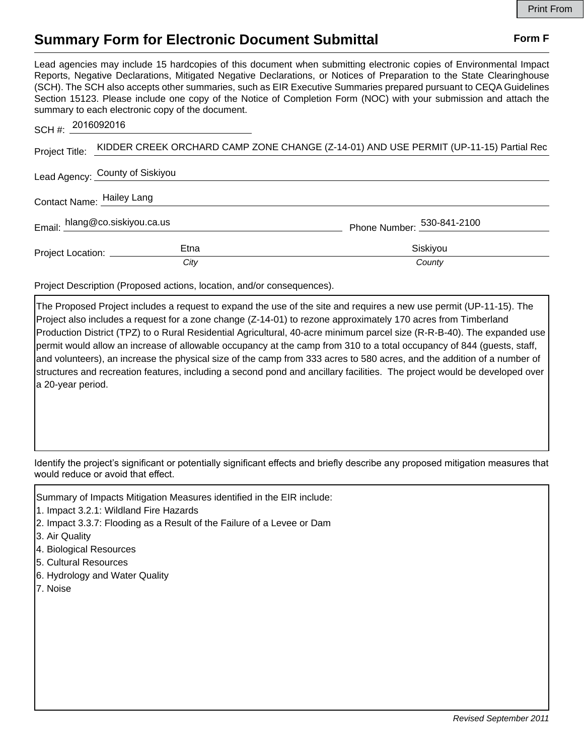Print From

# Summary Form for Electronic Document Submittal

**Form F**

Lead agencies may include 15 hardcopies of this document when submitting electronic copies of Environmental Impact Reports, Negative Declarations, Mitigated Negative Declarations, or Notices of Preparation to the State Clearinghouse (SCH). The SCH also accepts other summaries, such as EIR Executive Summaries prepared pursuant to CEQA Guidelines Section 15123. Please include one copy of the Notice of Completion Form (NOC) with your submission and attach the summary to each electronic copy of the document.

SCH #: 2016092016

Project Title: KIDDER CREEK ORCHARD CAMP ZONE CHANGE (Z-14-01) AND USE PERMIT (UP-11-15) Partial Rec

Lead Agency: County of Siskiyou

Contact Name: Hailey Lang

Email: hlang@co.siskiyou.ca.us Phone Number: 530-841-2100

Project Location: Etna (*City*) Siskiyou (*County*)

Project Description (Proposed actions, location, and/or consequences).

The Proposed Project includes a request to expand the use of the site and requires a new use permit (UP-11-15). The Project also includes a request for a zone change (Z-14-01) to rezone approximately 170 acres from Timberland Production District (TPZ) to o Rural Residential Agricultural, 40-acre minimum parcel size (R-R-B-40). The expanded use permit would allow an increase of allowable occupancy at the camp from 310 to a total occupancy of 844 (guests, staff, and volunteers), an increase the physical size of the camp from 333 acres to 580 acres, and the addition of a number of structures and recreation features, including a second pond and ancillary facilities. The project would be developed over a 20-year period.

Identify the project's significant or potentially significant effects and briefly describe any proposed mitigation measures that would reduce or avoid that effect.

Summary of Impacts Mitigation Measures identified in the EIR include:
1. Impact 3.2.1: Wildland Fire Hazards
2. Impact 3.3.7: Flooding as a Result of the Failure of a Levee or Dam
3. Air Quality
4. Biological Resources
5. Cultural Resources
6. Hydrology and Water Quality
7. Noise

*Revised September 2011*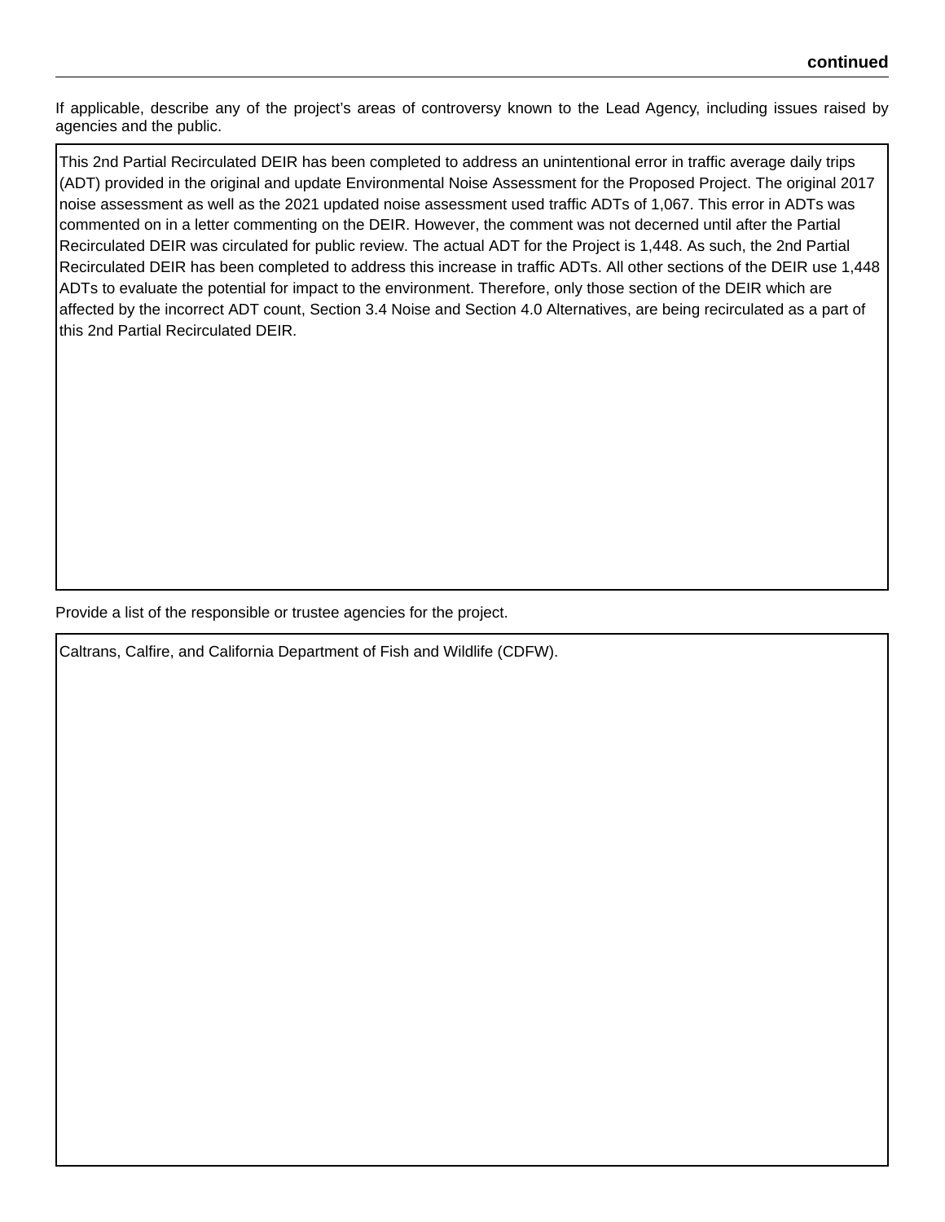**continued**

If applicable, describe any of the project's areas of controversy known to the Lead Agency, including issues raised by agencies and the public.

This 2nd Partial Recirculated DEIR has been completed to address an unintentional error in traffic average daily trips (ADT) provided in the original and update Environmental Noise Assessment for the Proposed Project. The original 2017 noise assessment as well as the 2021 updated noise assessment used traffic ADTs of 1,067. This error in ADTs was commented on in a letter commenting on the DEIR. However, the comment was not decerned until after the Partial Recirculated DEIR was circulated for public review. The actual ADT for the Project is 1,448. As such, the 2nd Partial Recirculated DEIR has been completed to address this increase in traffic ADTs. All other sections of the DEIR use 1,448 ADTs to evaluate the potential for impact to the environment. Therefore, only those section of the DEIR which are affected by the incorrect ADT count, Section 3.4 Noise and Section 4.0 Alternatives, are being recirculated as a part of this 2nd Partial Recirculated DEIR.

Provide a list of the responsible or trustee agencies for the project.

Caltrans, Calfire, and California Department of Fish and Wildlife (CDFW).